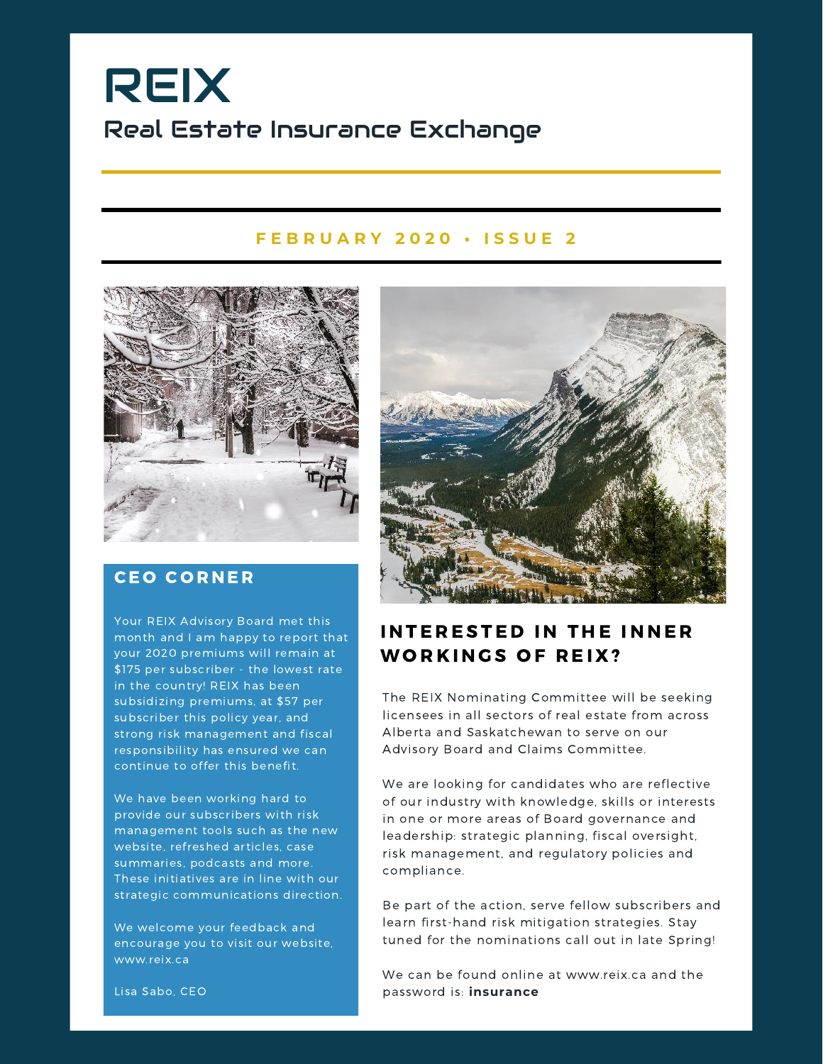# REIX

## Real Estate Insurance Exchange

**FEBRUARY 2020 • ISSUE 2**

## CEO CORNER

Your REIX Advisory Board met this month and I am happy to report that your 2020 premiums will remain at $175 per subscriber - the lowest rate in the country! REIX has been subsidizing premiums, at $57 per subscriber this policy year, and strong risk management and fiscal responsibility has ensured we can continue to offer this benefit.

We have been working hard to provide our subscribers with risk management tools such as the new website, refreshed articles, case summaries, podcasts and more. These initiatives are in line with our strategic communications direction.

We welcome your feedback and encourage you to visit our website, www.reix.ca

Lisa Sabo, CEO

## INTERESTED IN THE INNER WORKINGS OF REIX?

The REIX Nominating Committee will be seeking licensees in all sectors of real estate from across Alberta and Saskatchewan to serve on our Advisory Board and Claims Committee.

We are looking for candidates who are reflective of our industry with knowledge, skills or interests in one or more areas of Board governance and leadership: strategic planning, fiscal oversight, risk management, and regulatory policies and compliance.

Be part of the action, serve fellow subscribers and learn first-hand risk mitigation strategies. Stay tuned for the nominations call out in late Spring!

We can be found online at www.reix.ca and the password is: **insurance**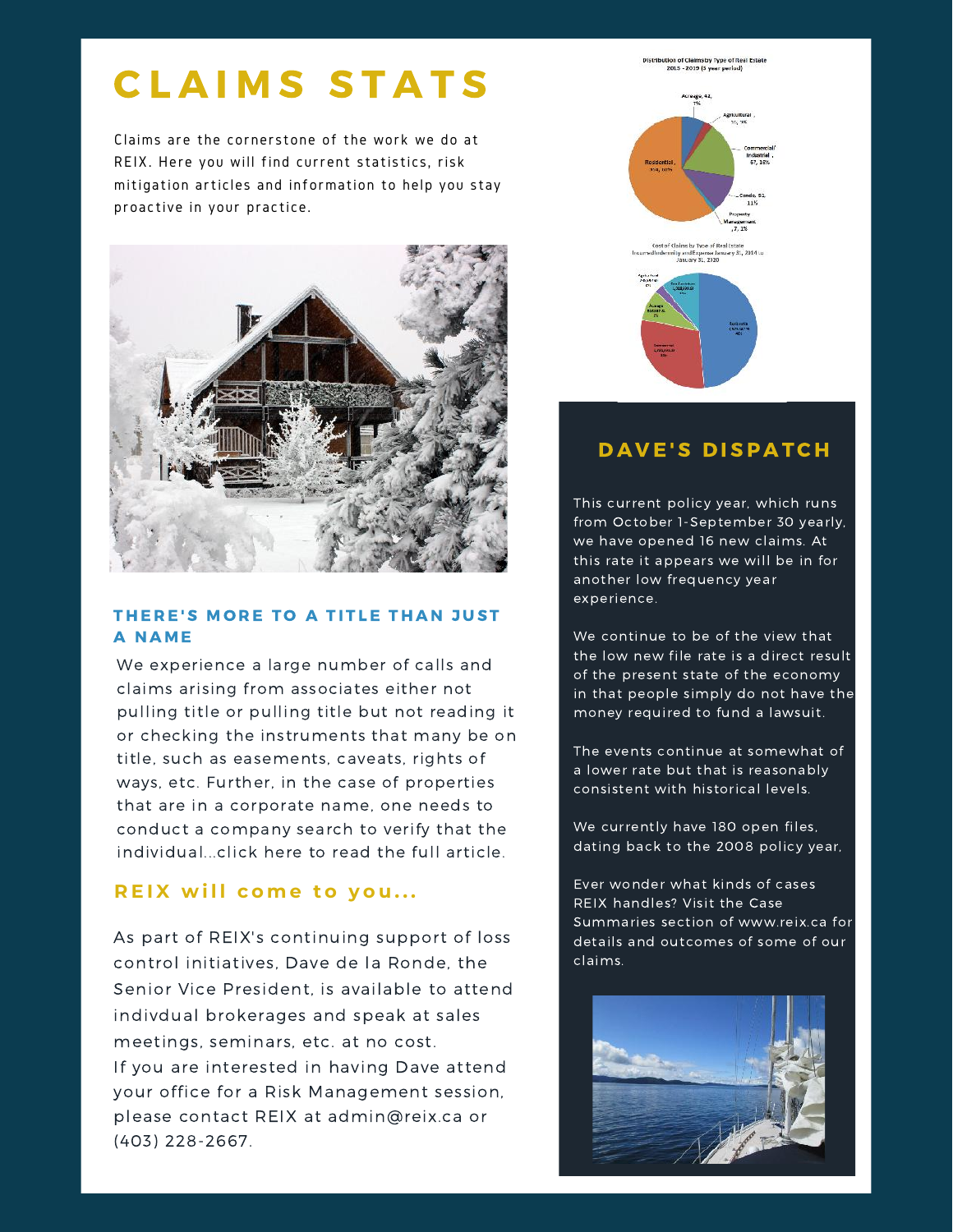# CLAIMS STATS

Claims are the cornerstone of the work we do at REIX. Here you will find current statistics, risk mitigation articles and information to help you stay proactive in your practice.

### THERE'S MORE TO A TITLE THAN JUST A NAME

We experience a large number of calls and claims arising from associates either not pulling title or pulling title but not reading it or checking the instruments that many be on title, such as easements, caveats, rights of ways, etc. Further, in the case of properties that are in a corporate name, one needs to conduct a company search to verify that the individual...click here to read the full article.

### REIX will come to you...

As part of REIX's continuing support of loss control initiatives, Dave de la Ronde, the Senior Vice President, is available to attend indivdual brokerages and speak at sales meetings, seminars, etc. at no cost.
If you are interested in having Dave attend your office for a Risk Management session, please contact REIX at admin@reix.ca or (403) 228-2667.

Distribution of Claims by Type of Real Estate
2015 - 2019 (5 year period)

Acreage, 42, 7%
Agricultural, 16, 3%
Commercial/Industrial, 97, 16%
Condo, 61, 11%
Property Management, 7, 1%
Residential, 356, 60%

Cost of Claims by Type of Real Estate
Incurred Indemnity and Expense January 31, 2014 to January 31, 2020

## DAVE'S DISPATCH

This current policy year, which runs from October 1-September 30 yearly, we have opened 16 new claims. At this rate it appears we will be in for another low frequency year experience.

We continue to be of the view that the low new file rate is a direct result of the present state of the economy in that people simply do not have the money required to fund a lawsuit.

The events continue at somewhat of a lower rate but that is reasonably consistent with historical levels.

We currently have 180 open files, dating back to the 2008 policy year,

Ever wonder what kinds of cases REIX handles? Visit the Case Summaries section of www.reix.ca for details and outcomes of some of our claims.